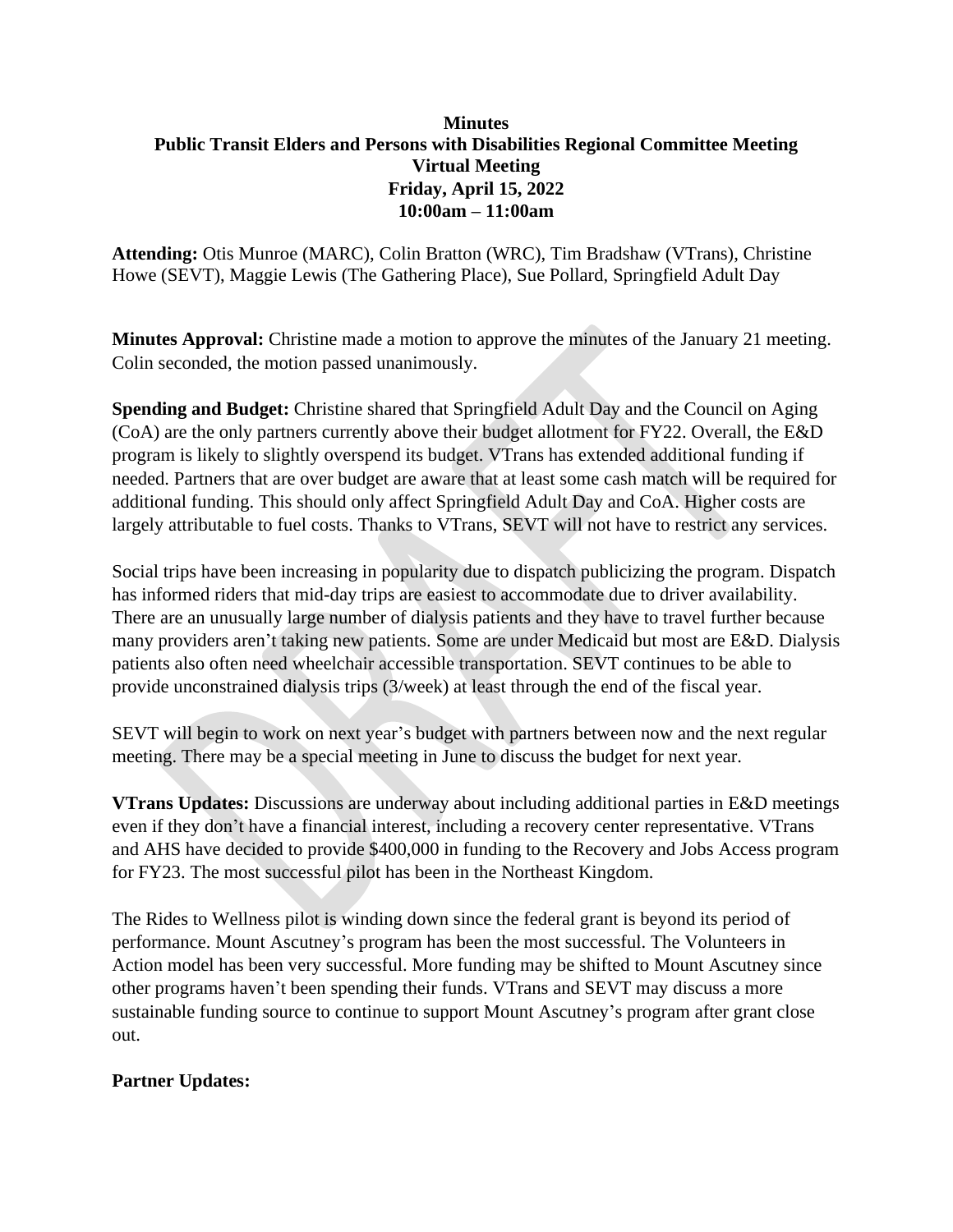**Minutes**
**Public Transit Elders and Persons with Disabilities Regional Committee Meeting**
**Virtual Meeting**
**Friday, April 15, 2022**
**10:00am – 11:00am**

**Attending:** Otis Munroe (MARC), Colin Bratton (WRC), Tim Bradshaw (VTrans), Christine Howe (SEVT), Maggie Lewis (The Gathering Place), Sue Pollard, Springfield Adult Day

**Minutes Approval:** Christine made a motion to approve the minutes of the January 21 meeting. Colin seconded, the motion passed unanimously.

**Spending and Budget:** Christine shared that Springfield Adult Day and the Council on Aging (CoA) are the only partners currently above their budget allotment for FY22. Overall, the E&D program is likely to slightly overspend its budget. VTrans has extended additional funding if needed. Partners that are over budget are aware that at least some cash match will be required for additional funding. This should only affect Springfield Adult Day and CoA. Higher costs are largely attributable to fuel costs. Thanks to VTrans, SEVT will not have to restrict any services.

Social trips have been increasing in popularity due to dispatch publicizing the program. Dispatch has informed riders that mid-day trips are easiest to accommodate due to driver availability. There are an unusually large number of dialysis patients and they have to travel further because many providers aren't taking new patients. Some are under Medicaid but most are E&D. Dialysis patients also often need wheelchair accessible transportation. SEVT continues to be able to provide unconstrained dialysis trips (3/week) at least through the end of the fiscal year.

SEVT will begin to work on next year's budget with partners between now and the next regular meeting. There may be a special meeting in June to discuss the budget for next year.

**VTrans Updates:** Discussions are underway about including additional parties in E&D meetings even if they don't have a financial interest, including a recovery center representative. VTrans and AHS have decided to provide $400,000 in funding to the Recovery and Jobs Access program for FY23. The most successful pilot has been in the Northeast Kingdom.

The Rides to Wellness pilot is winding down since the federal grant is beyond its period of performance. Mount Ascutney's program has been the most successful. The Volunteers in Action model has been very successful. More funding may be shifted to Mount Ascutney since other programs haven't been spending their funds. VTrans and SEVT may discuss a more sustainable funding source to continue to support Mount Ascutney's program after grant close out.

**Partner Updates:**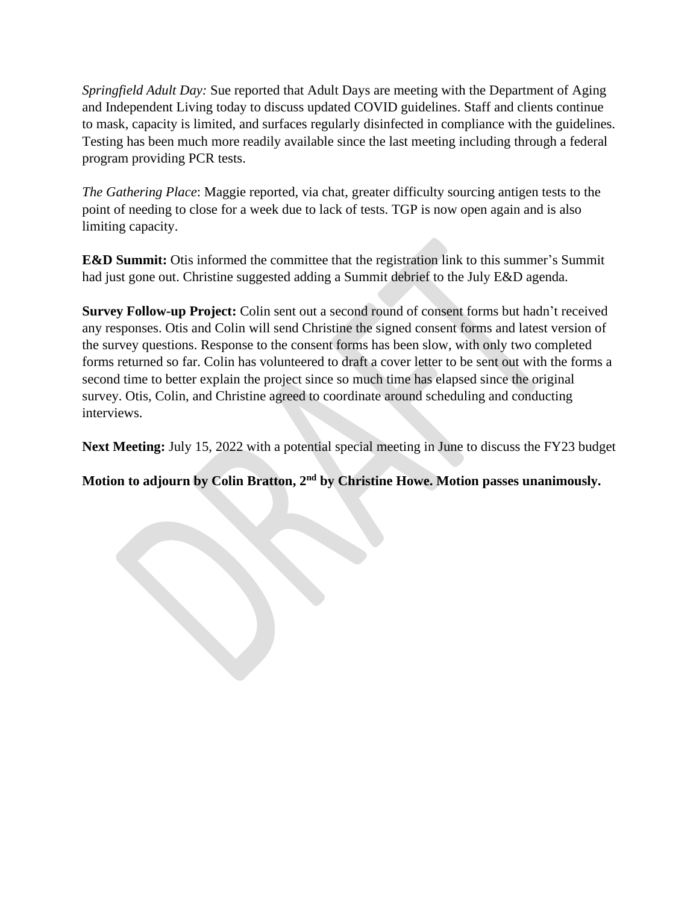*Springfield Adult Day:* Sue reported that Adult Days are meeting with the Department of Aging and Independent Living today to discuss updated COVID guidelines. Staff and clients continue to mask, capacity is limited, and surfaces regularly disinfected in compliance with the guidelines. Testing has been much more readily available since the last meeting including through a federal program providing PCR tests.

*The Gathering Place*: Maggie reported, via chat, greater difficulty sourcing antigen tests to the point of needing to close for a week due to lack of tests. TGP is now open again and is also limiting capacity.

**E&D Summit:** Otis informed the committee that the registration link to this summer's Summit had just gone out. Christine suggested adding a Summit debrief to the July E&D agenda.

**Survey Follow-up Project:** Colin sent out a second round of consent forms but hadn't received any responses. Otis and Colin will send Christine the signed consent forms and latest version of the survey questions. Response to the consent forms has been slow, with only two completed forms returned so far. Colin has volunteered to draft a cover letter to be sent out with the forms a second time to better explain the project since so much time has elapsed since the original survey. Otis, Colin, and Christine agreed to coordinate around scheduling and conducting interviews.

**Next Meeting:** July 15, 2022 with a potential special meeting in June to discuss the FY23 budget

**Motion to adjourn by Colin Bratton, 2nd by Christine Howe. Motion passes unanimously.**